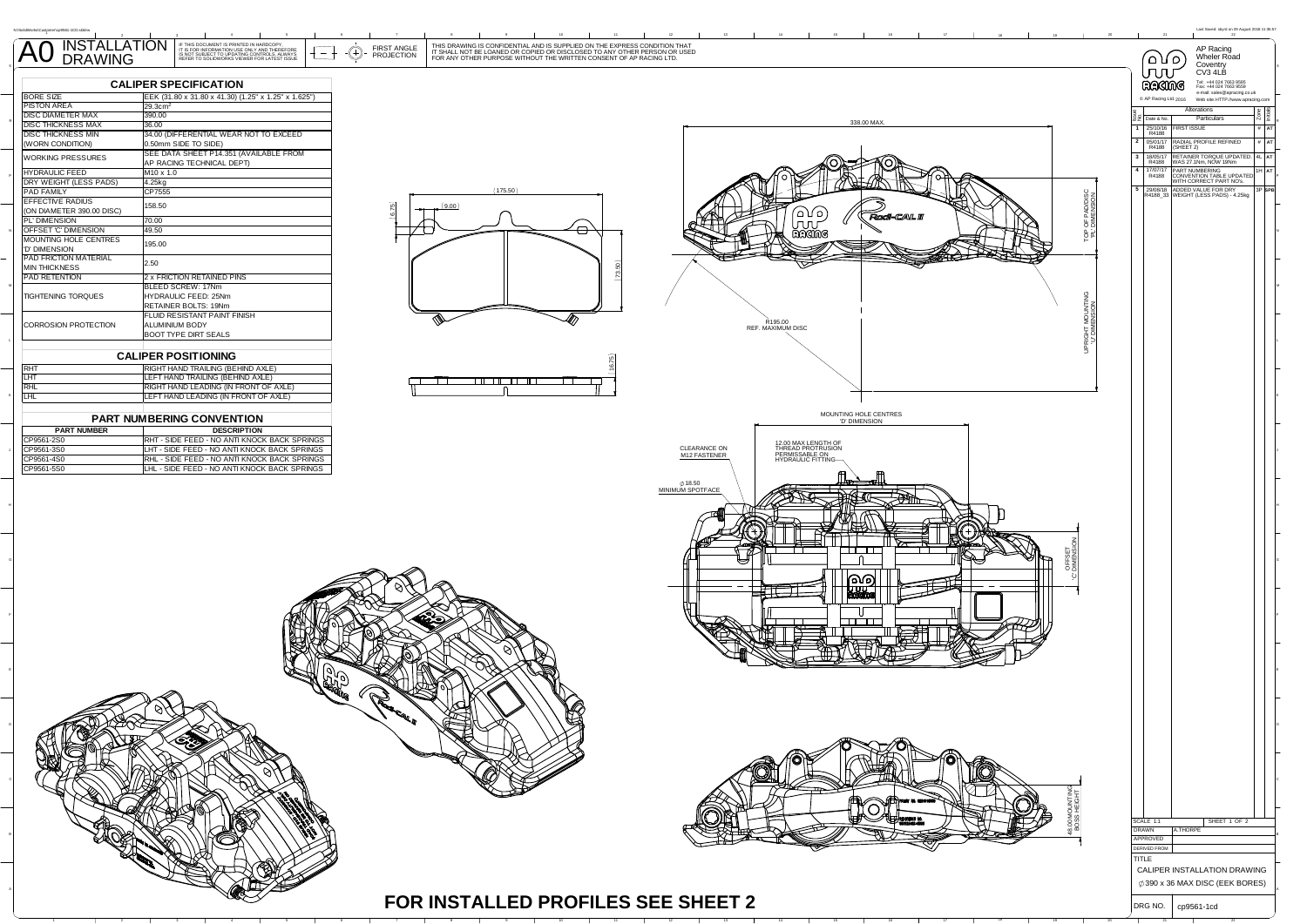# A0 INSTALLATION DRAWING

IF THIS DOCUMENT IS PRINTED IN HARDCOPY IT IS FOR INFORMATION USE ONLY AND THEREFORE IS NOT SUBJECT TO UPDATING CONTROLS. ALWAYS REFER TO SOLIDWORKS VIEWER FOR LATEST ISSUE.

FIRST ANGLE PROJECTION

THIS DRAWING IS CONFIDENTIAL AND IS SUPPLIED ON THE EXPRESS CONDITION THAT IT SHALL NOT BE LOANED OR COPIED OR DISCLOSED TO ANY OTHER PERSON OR USED FOR ANY OTHER PURPOSE WITHOUT THE WRITTEN CONSENT OF AP RACING LTD.

## CALIPER SPECIFICATION

| | |
|---|---|
| BORE SIZE | EEK (31.80 x 31.80 x 41.30) (1.25" x 1.25" x 1.625") |
| PISTON AREA | 29.3cm$^2$ |
| DISC DIAMETER MAX | 390.00 |
| DISC THICKNESS MAX | 36.00 |
| DISC THICKNESS MIN (WORN CONDITION) | 34.00 (DIFFERENTIAL WEAR NOT TO EXCEED 0.50mm SIDE TO SIDE) |
| WORKING PRESSURES | SEE DATA SHEET P14.351 (AVAILABLE FROM AP RACING TECHNICAL DEPT) |
| HYDRAULIC FEED | M10 x 1.0 |
| DRY WEIGHT (LESS PADS) | 4.25kg |
| PAD FAMILY | CP7555 |
| EFFECTIVE RADIUS (ON DIAMETER 390.00 DISC) | 158.50 |
| 'PL' DIMENSION | 70.00 |
| OFFSET 'C' DIMENSION | 49.50 |
| MOUNTING HOLE CENTRES 'D' DIMENSION | 195.00 |
| PAD FRICTION MATERIAL MIN THICKNESS | 2.50 |
| PAD RETENTION | 2 x FRICTION RETAINED PINS |
| TIGHTENING TORQUES | BLEED SCREW: 17Nm<br>HYDRAULIC FEED: 25Nm<br>RETAINER BOLTS: 19Nm |
| CORROSION PROTECTION | FLUID RESISTANT PAINT FINISH<br>ALUMINIUM BODY<br>BOOT TYPE DIRT SEALS |

## CALIPER POSITIONING

| | |
|---|---|
| RHT | RIGHT HAND TRAILING (BEHIND AXLE) |
| LHT | LEFT HAND TRAILING (BEHIND AXLE) |
| RHL | RIGHT HAND LEADING (IN FRONT OF AXLE) |
| LHL | LEFT HAND LEADING (IN FRONT OF AXLE) |

## PART NUMBERING CONVENTION

| PART NUMBER | DESCRIPTION |
|---|---|
| CP9561-2S0 | RHT - SIDE FEED - NO ANTI KNOCK BACK SPRINGS |
| CP9561-3S0 | LHT - SIDE FEED - NO ANTI KNOCK BACK SPRINGS |
| CP9561-4S0 | RHL - SIDE FEED - NO ANTI KNOCK BACK SPRINGS |
| CP9561-5S0 | LHL - SIDE FEED - NO ANTI KNOCK BACK SPRINGS |

(175.50) (9.00) (6.75) (73.50) (16.75)

338.00 MAX.

TOP OF PAD/DISC 'PL' DIMENSION

UPRIGHT MOUNTING 'U' DIMENSION

R195.00 REF. MAXIMUM DISC

MOUNTING HOLE CENTRES 'D' DIMENSION

CLEARANCE ON M12 FASTENER

12.00 MAX LENGTH OF THREAD PROTRUSION PERMISSABLE ON HYDRAULIC FITTING

∅18.50 MINIMUM SPOTFACE

OFFSET 'C' DIMENSION

48.00 MOUNTING BOSS HEIGHT

# FOR INSTALLED PROFILES SEE SHEET 2

AP Racing
Wheler Road
Coventry
CV3 4LB

Tel: +44 024 7663 9595
Fax: +44 024 7663 9559
e-mail: sales@apracing.co.uk
© AP Racing Ltd 2016 Web site: HTTP://www.apracing.com

| Issue No. | Date & No. | Alterations Particulars | Zone | Initials |
|---|---|---|---|---|
| 1 | 25/10/16 R4188 | FIRST ISSUE | - | AT |
| 2 | 05/01/17 R4188 | RADIAL PROFILE REFINED (SHEET 2) | - | AT |
| 3 | 18/05/17 R4188 | RETAINER TORQUE UPDATED. WAS 27.1Nm, NOW 19Nm | 4L | AT |
| 4 | 17/07/17 R4188 | PART NUMBERING CONVENTION TABLE UPDATED WITH CORRECT PART NO's. | 1H | AT |
| 5 | 29/08/18 R4188_33 | ADDED VALUE FOR DRY WEIGHT (LESS PADS) - 4.25kg | 3P | SPB |

SCALE 1:1 SHEET 1 OF 2

DRAWN A.THORPE

APPROVED

DERIVED FROM

TITLE

CALIPER INSTALLATION DRAWING

∅390 x 36 MAX DISC (EEK BORES)

DRG NO. cp9561-1cd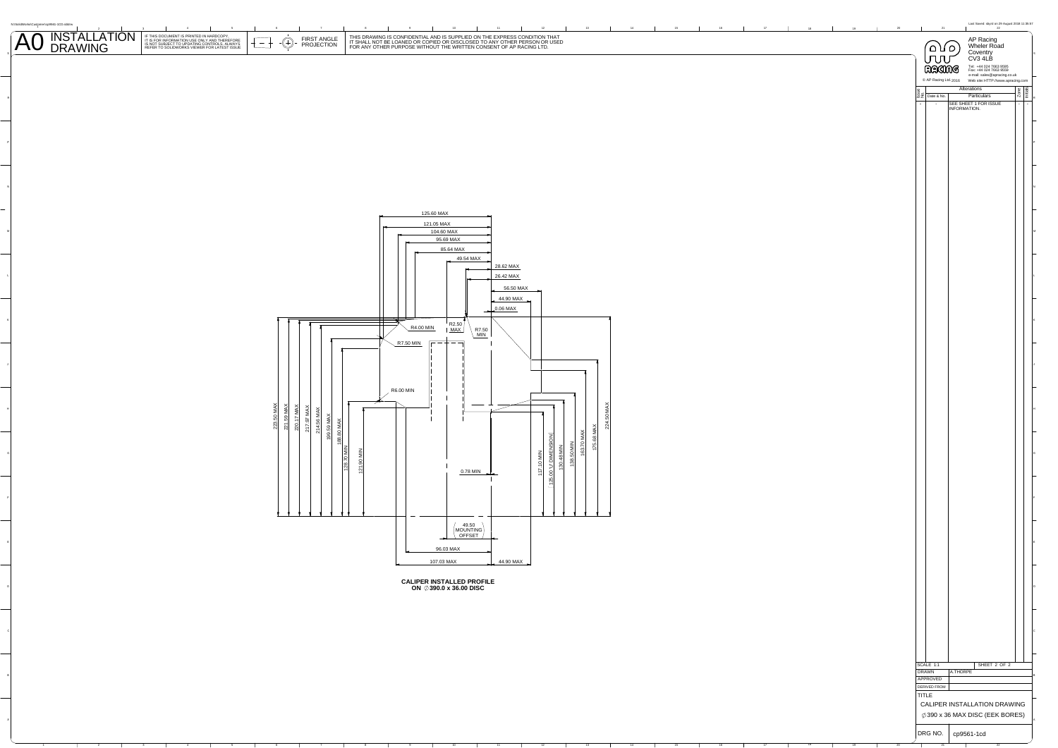# A0 INSTALLATION DRAWING

IF THIS DOCUMENT IS PRINTED IN HARDCOPY, IT IS FOR INFORMATION USE ONLY AND THEREFORE IS NOT SUBJECT TO UPDATING CONTROLS. ALWAYS REFER TO SOLIDWORKS VIEWER FOR LATEST ISSUE.

FIRST ANGLE PROJECTION

THIS DRAWING IS CONFIDENTIAL AND IS SUPPLIED ON THE EXPRESS CONDITION THAT IT SHALL NOT BE LOANED OR COPIED OR DISCLOSED TO ANY OTHER PERSON OR USED FOR ANY OTHER PURPOSE WITHOUT THE WRITTEN CONSENT OF AP RACING LTD.

125.60 MAX
121.05 MAX
104.60 MAX
95.69 MAX
85.64 MAX
49.54 MAX
28.62 MAX
26.42 MAX
56.50 MAX
44.90 MAX
0.06 MAX
R4.00 MIN
R2.50 MAX
R7.50 MIN
R7.50 MIN
R6.00 MIN
223.50 MAX
221.58 MAX
220.17 MAX
217.97 MAX
214.56 MAX
199.59 MAX
188.80 MAX
128.70 MIN
121.90 MIN
0.78 MIN
117.10 MIN
125.00 \ / DIMENSION
130.48 MIN
138.50 MIN
163.70 MAX
175.68 MAX
224.50 MAX
49.50 MOUNTING OFFSET
96.03 MAX
107.03 MAX
44.90 MAX

**CALIPER INSTALLED PROFILE ON ∅390.0 x 36.00 DISC**

AP Racing
Wheler Road
Coventry
CV3 4LB

Tel: +44 024 7663 9595
Fax: +44 024 7663 9559
e-mail: sales@apracing.co.uk
Web site: HTTP://www.apracing.com

© AP Racing Ltd. 2016

| Issue No. | Date & No. | Alterations Particulars | Zone | Initials |
|---|---|---|---|---|
| - | - | SEE SHEET 1 FOR ISSUE INFORMATION. | - | - |

SCALE 1:1 SHEET 2 OF 2

DRAWN A.THORPE

APPROVED

DERIVED FROM

TITLE

CALIPER INSTALLATION DRAWING

∅390 x 36 MAX DISC (EEK BORES)

DRG NO. cp9561-1cd